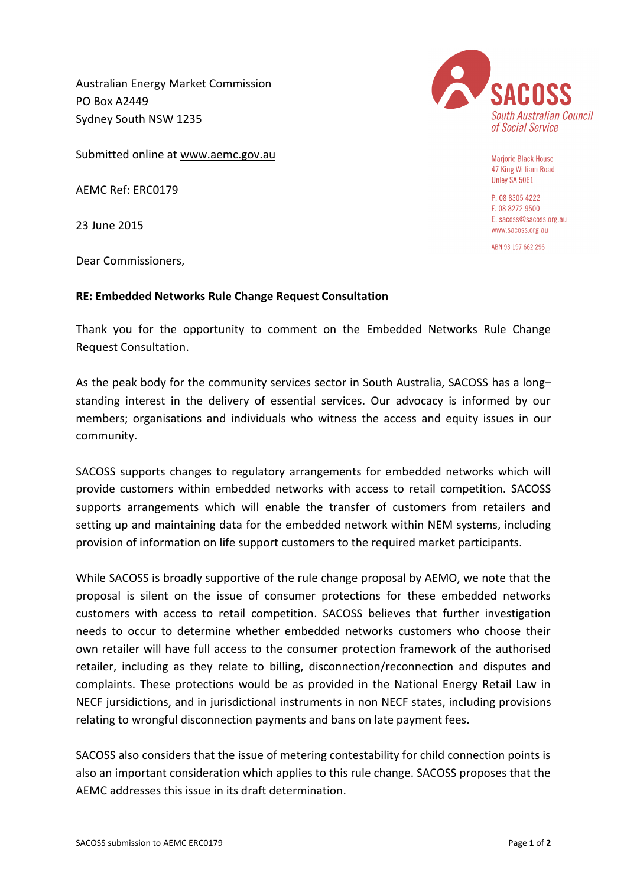Australian Energy Market Commission
PO Box A2449
Sydney South NSW 1235

SACOSS
South Australian Council of Social Service

Marjorie Black House
47 King William Road
Unley SA 5061

P. 08 8305 4222
F. 08 8272 9500
E. sacoss@sacoss.org.au
www.sacoss.org.au

ABN 93 197 662 296

Submitted online at www.aemc.gov.au

AEMC Ref: ERC0179

23 June 2015

Dear Commissioners,

**RE: Embedded Networks Rule Change Request Consultation**

Thank you for the opportunity to comment on the Embedded Networks Rule Change Request Consultation.

As the peak body for the community services sector in South Australia, SACOSS has a long–standing interest in the delivery of essential services. Our advocacy is informed by our members; organisations and individuals who witness the access and equity issues in our community.

SACOSS supports changes to regulatory arrangements for embedded networks which will provide customers within embedded networks with access to retail competition. SACOSS supports arrangements which will enable the transfer of customers from retailers and setting up and maintaining data for the embedded network within NEM systems, including provision of information on life support customers to the required market participants.

While SACOSS is broadly supportive of the rule change proposal by AEMO, we note that the proposal is silent on the issue of consumer protections for these embedded networks customers with access to retail competition. SACOSS believes that further investigation needs to occur to determine whether embedded networks customers who choose their own retailer will have full access to the consumer protection framework of the authorised retailer, including as they relate to billing, disconnection/reconnection and disputes and complaints. These protections would be as provided in the National Energy Retail Law in NECF jurisdictions, and in jurisdictional instruments in non NECF states, including provisions relating to wrongful disconnection payments and bans on late payment fees.

SACOSS also considers that the issue of metering contestability for child connection points is also an important consideration which applies to this rule change. SACOSS proposes that the AEMC addresses this issue in its draft determination.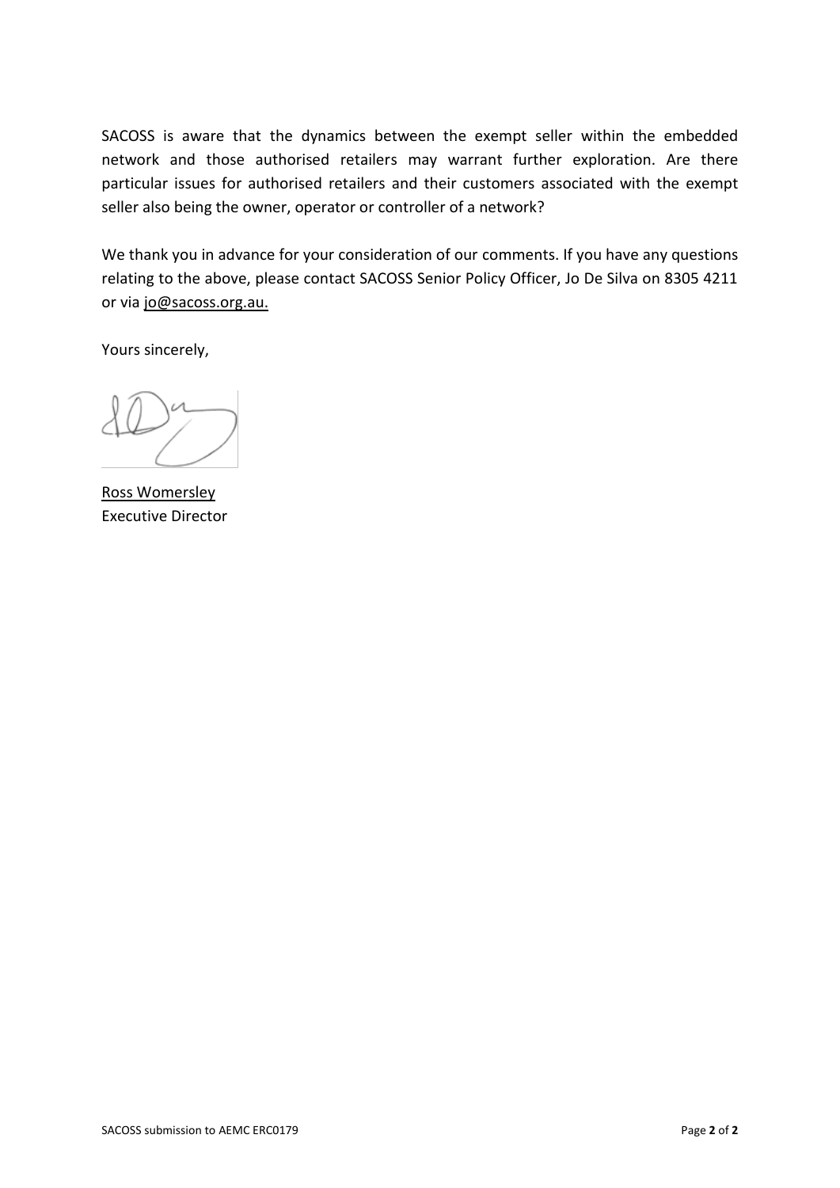SACOSS is aware that the dynamics between the exempt seller within the embedded network and those authorised retailers may warrant further exploration. Are there particular issues for authorised retailers and their customers associated with the exempt seller also being the owner, operator or controller of a network?

We thank you in advance for your consideration of our comments. If you have any questions relating to the above, please contact SACOSS Senior Policy Officer, Jo De Silva on 8305 4211 or via jo@sacoss.org.au.

Yours sincerely,

Ross Womersley
Executive Director